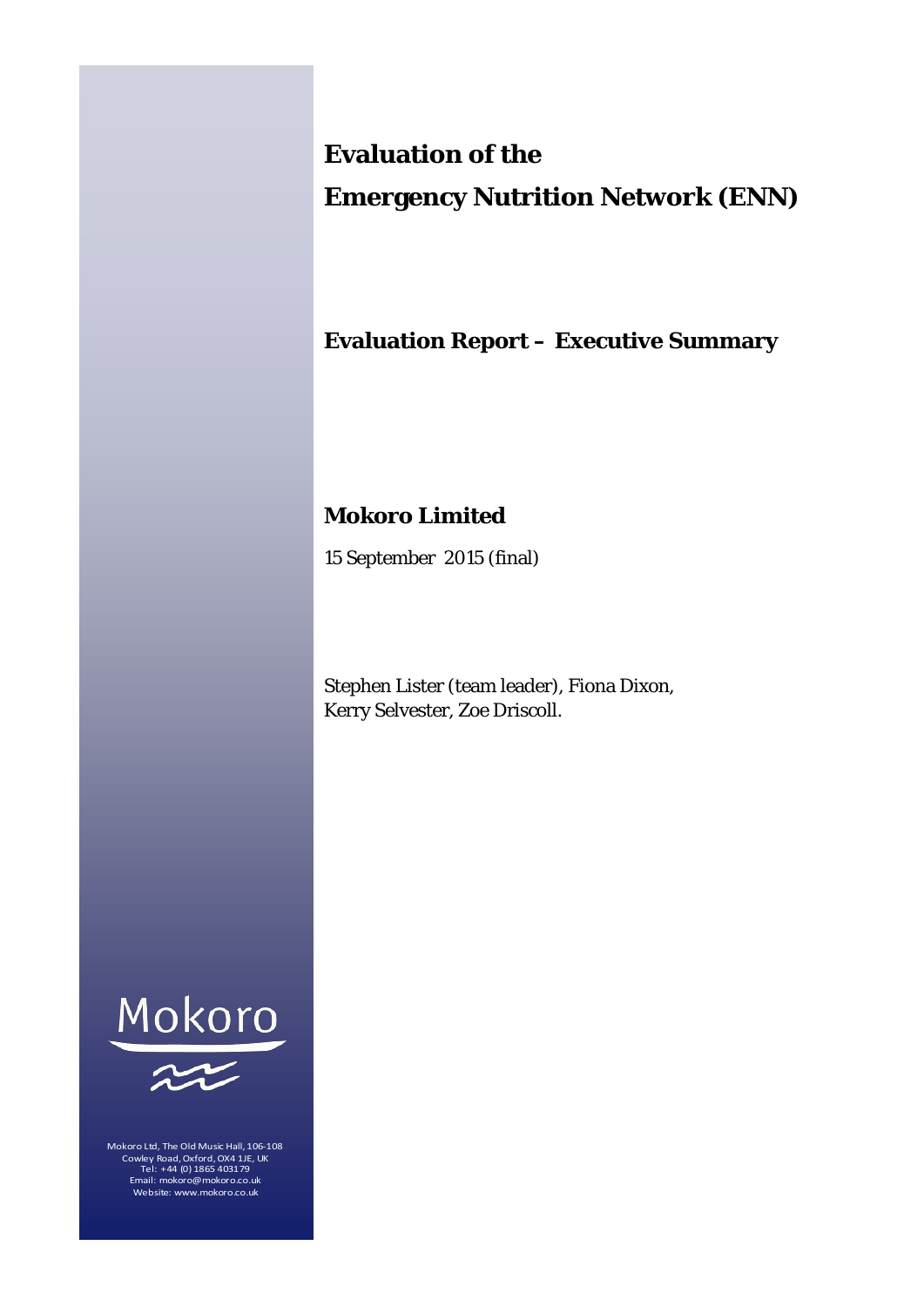# Evaluation of the

# Emergency Nutrition Network (ENN)

## Evaluation Report – Executive Summary

## Mokoro Limited

15 September 2015 (final)

Stephen Lister (team leader), Fiona Dixon, Kerry Selvester, Zoe Driscoll.

Mokoro

Mokoro Ltd, The Old Music Hall, 106-108 Cowley Road, Oxford, OX4 1JE, UK
Tel: +44 (0) 1865 403179
Email: mokoro@mokoro.co.uk
Website: www.mokoro.co.uk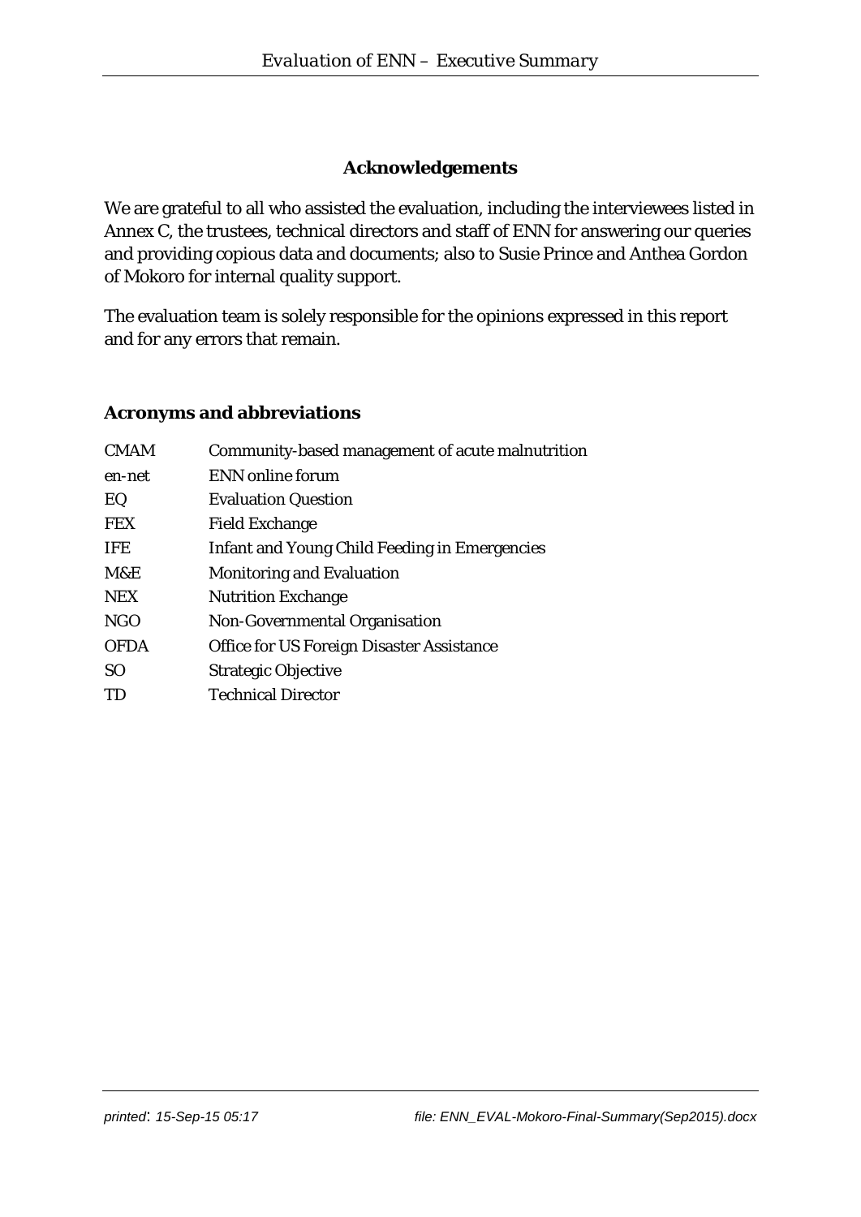## Acknowledgements

We are grateful to all who assisted the evaluation, including the interviewees listed in Annex C, the trustees, technical directors and staff of ENN for answering our queries and providing copious data and documents; also to Susie Prince and Anthea Gordon of Mokoro for internal quality support.

The evaluation team is solely responsible for the opinions expressed in this report and for any errors that remain.

### Acronyms and abbreviations

| | |
|---|---|
| CMAM | Community-based management of acute malnutrition |
| en-net | ENN online forum |
| EQ | Evaluation Question |
| FEX | Field Exchange |
| IFE | Infant and Young Child Feeding in Emergencies |
| M&E | Monitoring and Evaluation |
| NEX | Nutrition Exchange |
| NGO | Non-Governmental Organisation |
| OFDA | Office for US Foreign Disaster Assistance |
| SO | Strategic Objective |
| TD | Technical Director |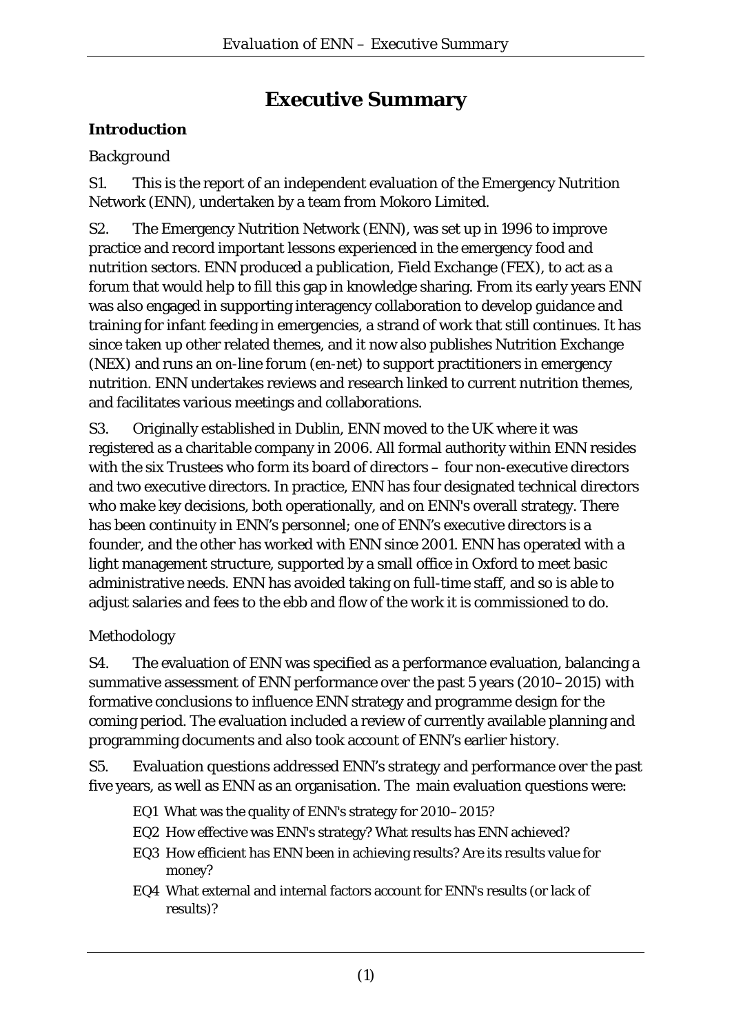# Executive Summary

## Introduction

*Background*

S1. This is the report of an independent evaluation of the Emergency Nutrition Network (ENN), undertaken by a team from Mokoro Limited.

S2. The Emergency Nutrition Network (ENN), was set up in 1996 to improve practice and record important lessons experienced in the emergency food and nutrition sectors. ENN produced a publication, Field Exchange (FEX), to act as a forum that would help to fill this gap in knowledge sharing. From its early years ENN was also engaged in supporting interagency collaboration to develop guidance and training for infant feeding in emergencies, a strand of work that still continues. It has since taken up other related themes, and it now also publishes Nutrition Exchange (NEX) and runs an on-line forum (en-net) to support practitioners in emergency nutrition. ENN undertakes reviews and research linked to current nutrition themes, and facilitates various meetings and collaborations.

S3. Originally established in Dublin, ENN moved to the UK where it was registered as a charitable company in 2006. All formal authority within ENN resides with the six Trustees who form its board of directors – four non-executive directors and two executive directors. In practice, ENN has four designated technical directors who make key decisions, both operationally, and on ENN's overall strategy. There has been continuity in ENN's personnel; one of ENN's executive directors is a founder, and the other has worked with ENN since 2001. ENN has operated with a light management structure, supported by a small office in Oxford to meet basic administrative needs. ENN has avoided taking on full-time staff, and so is able to adjust salaries and fees to the ebb and flow of the work it is commissioned to do.

*Methodology*

S4. The evaluation of ENN was specified as a performance evaluation, balancing a summative assessment of ENN performance over the past 5 years (2010–2015) with formative conclusions to influence ENN strategy and programme design for the coming period. The evaluation included a review of currently available planning and programming documents and also took account of ENN's earlier history.

S5. Evaluation questions addressed ENN's strategy and performance over the past five years, as well as ENN as an organisation. The main evaluation questions were:

- EQ1 What was the quality of ENN's strategy for 2010–2015?
- EQ2 How effective was ENN's strategy? What results has ENN achieved?
- EQ3 How efficient has ENN been in achieving results? Are its results value for money?
- EQ4 What external and internal factors account for ENN's results (or lack of results)?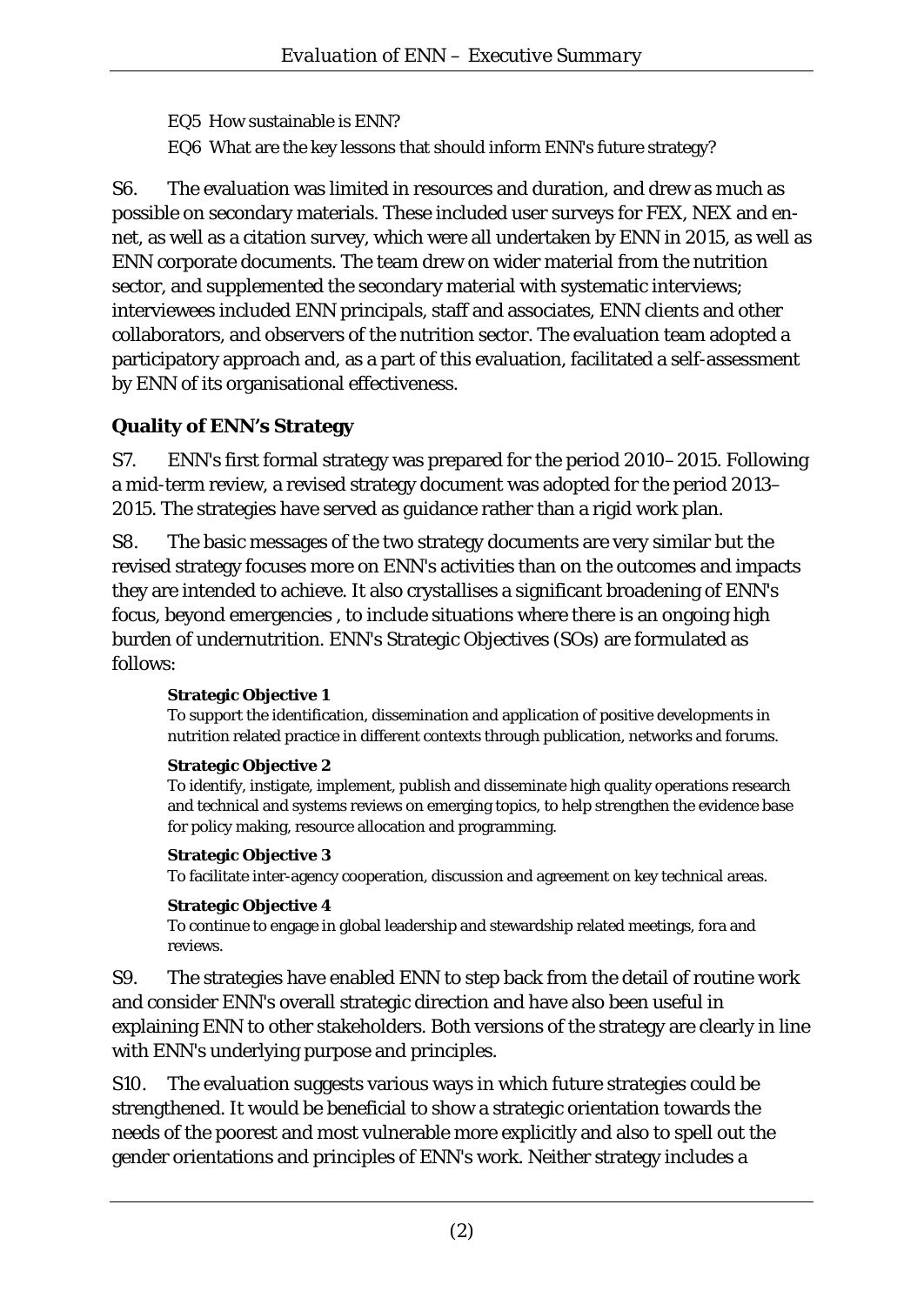EQ5 How sustainable is ENN?

EQ6 What are the key lessons that should inform ENN's future strategy?

S6. The evaluation was limited in resources and duration, and drew as much as possible on secondary materials. These included user surveys for FEX, NEX and en-net, as well as a citation survey, which were all undertaken by ENN in 2015, as well as ENN corporate documents. The team drew on wider material from the nutrition sector, and supplemented the secondary material with systematic interviews; interviewees included ENN principals, staff and associates, ENN clients and other collaborators, and observers of the nutrition sector. The evaluation team adopted a participatory approach and, as a part of this evaluation, facilitated a self-assessment by ENN of its organisational effectiveness.

### Quality of ENN's Strategy

S7. ENN's first formal strategy was prepared for the period 2010–2015. Following a mid-term review, a revised strategy document was adopted for the period 2013–2015. The strategies have served as guidance rather than a rigid work plan.

S8. The basic messages of the two strategy documents are very similar but the revised strategy focuses more on ENN's activities than on the outcomes and impacts they are intended to achieve. It also crystallises a significant broadening of ENN's focus, beyond emergencies , to include situations where there is an ongoing high burden of undernutrition. ENN's Strategic Objectives (SOs) are formulated as follows:

**Strategic Objective 1**
To support the identification, dissemination and application of positive developments in nutrition related practice in different contexts through publication, networks and forums.

**Strategic Objective 2**
To identify, instigate, implement, publish and disseminate high quality operations research and technical and systems reviews on emerging topics, to help strengthen the evidence base for policy making, resource allocation and programming.

**Strategic Objective 3**
To facilitate inter-agency cooperation, discussion and agreement on key technical areas.

**Strategic Objective 4**
To continue to engage in global leadership and stewardship related meetings, fora and reviews.

S9. The strategies have enabled ENN to step back from the detail of routine work and consider ENN's overall strategic direction and have also been useful in explaining ENN to other stakeholders. Both versions of the strategy are clearly in line with ENN's underlying purpose and principles.

S10. The evaluation suggests various ways in which future strategies could be strengthened. It would be beneficial to show a strategic orientation towards the needs of the poorest and most vulnerable more explicitly and also to spell out the gender orientations and principles of ENN's work. Neither strategy includes a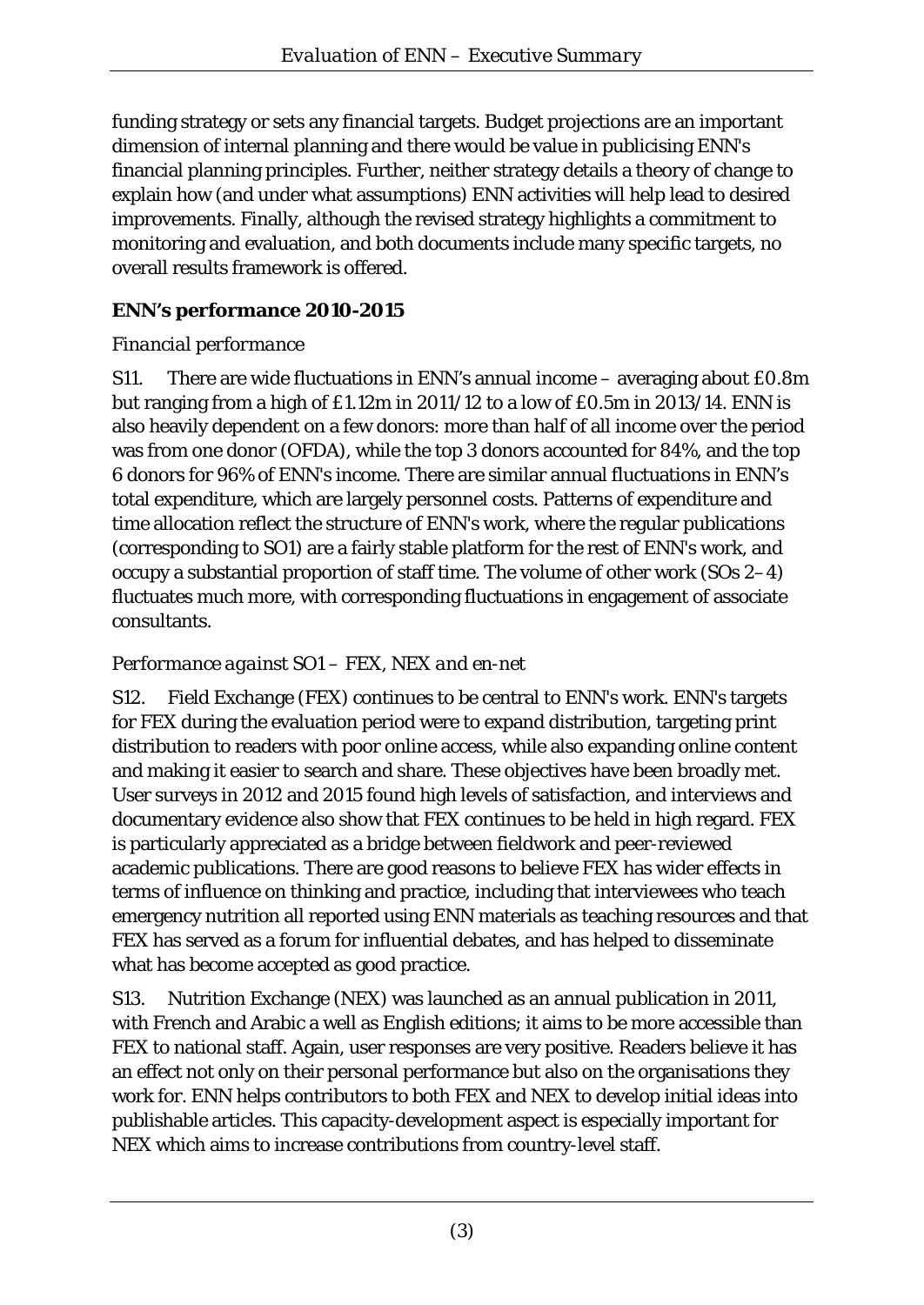funding strategy or sets any financial targets. Budget projections are an important dimension of internal planning and there would be value in publicising ENN's financial planning principles. Further, neither strategy details a theory of change to explain how (and under what assumptions) ENN activities will help lead to desired improvements. Finally, although the revised strategy highlights a commitment to monitoring and evaluation, and both documents include many specific targets, no overall results framework is offered.

## ENN's performance 2010-2015

### *Financial performance*

S11. There are wide fluctuations in ENN's annual income – averaging about £0.8m but ranging from a high of £1.12m in 2011/12 to a low of £0.5m in 2013/14. ENN is also heavily dependent on a few donors: more than half of all income over the period was from one donor (OFDA), while the top 3 donors accounted for 84%, and the top 6 donors for 96% of ENN's income. There are similar annual fluctuations in ENN's total expenditure, which are largely personnel costs. Patterns of expenditure and time allocation reflect the structure of ENN's work, where the regular publications (corresponding to SO1) are a fairly stable platform for the rest of ENN's work, and occupy a substantial proportion of staff time. The volume of other work (SOs 2–4) fluctuates much more, with corresponding fluctuations in engagement of associate consultants.

### *Performance against SO1 – FEX, NEX and en-net*

S12. Field Exchange (FEX) continues to be central to ENN's work. ENN's targets for FEX during the evaluation period were to expand distribution, targeting print distribution to readers with poor online access, while also expanding online content and making it easier to search and share. These objectives have been broadly met. User surveys in 2012 and 2015 found high levels of satisfaction, and interviews and documentary evidence also show that FEX continues to be held in high regard. FEX is particularly appreciated as a bridge between fieldwork and peer-reviewed academic publications. There are good reasons to believe FEX has wider effects in terms of influence on thinking and practice, including that interviewees who teach emergency nutrition all reported using ENN materials as teaching resources and that FEX has served as a forum for influential debates, and has helped to disseminate what has become accepted as good practice.

S13. Nutrition Exchange (NEX) was launched as an annual publication in 2011, with French and Arabic a well as English editions; it aims to be more accessible than FEX to national staff. Again, user responses are very positive. Readers believe it has an effect not only on their personal performance but also on the organisations they work for. ENN helps contributors to both FEX and NEX to develop initial ideas into publishable articles. This capacity-development aspect is especially important for NEX which aims to increase contributions from country-level staff.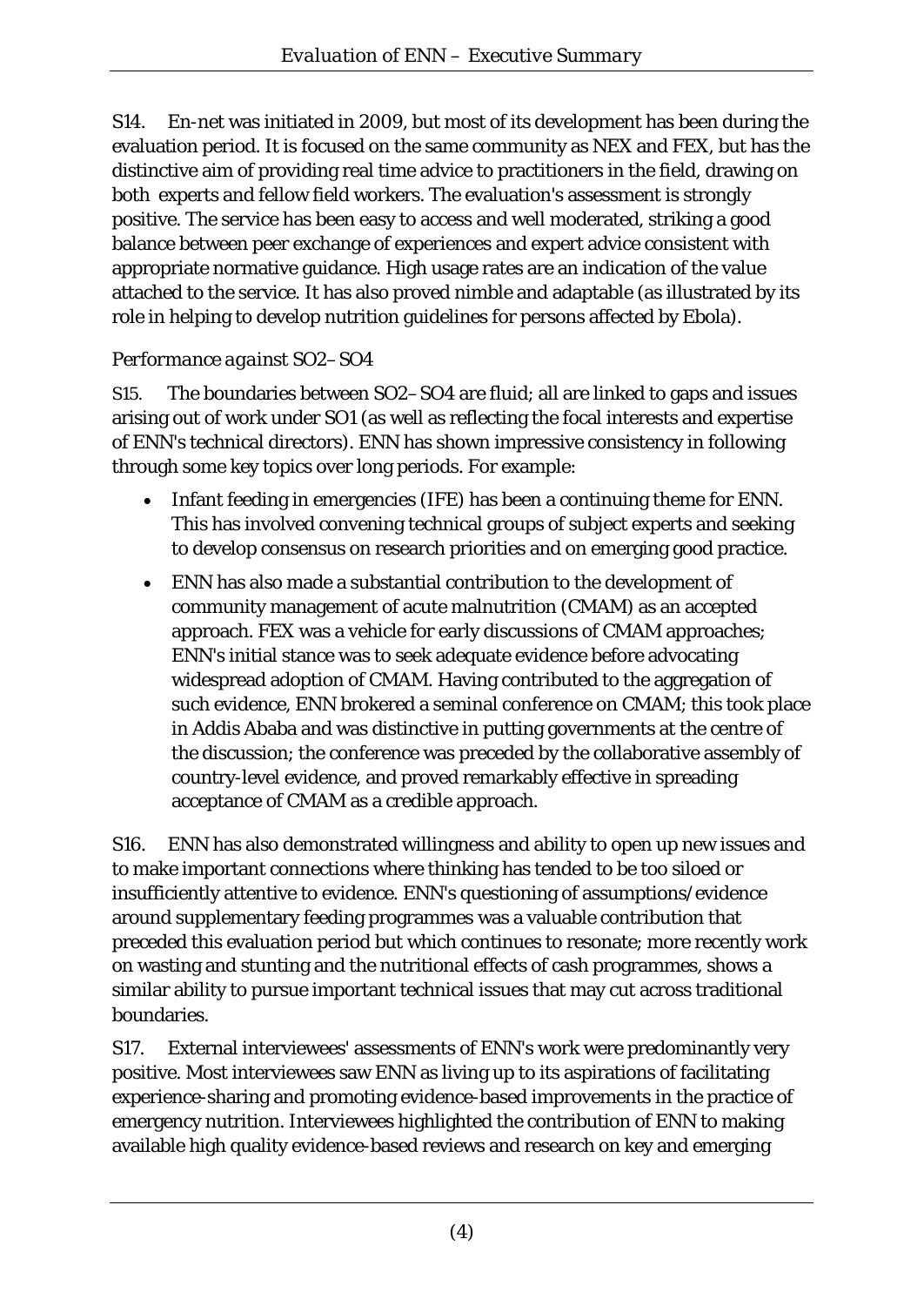S14. En-net was initiated in 2009, but most of its development has been during the evaluation period. It is focused on the same community as NEX and FEX, but has the distinctive aim of providing real time advice to practitioners in the field, drawing on both experts and fellow field workers. The evaluation's assessment is strongly positive. The service has been easy to access and well moderated, striking a good balance between peer exchange of experiences and expert advice consistent with appropriate normative guidance. High usage rates are an indication of the value attached to the service. It has also proved nimble and adaptable (as illustrated by its role in helping to develop nutrition guidelines for persons affected by Ebola).

### *Performance against SO2–SO4*

S15. The boundaries between SO2–SO4 are fluid; all are linked to gaps and issues arising out of work under SO1 (as well as reflecting the focal interests and expertise of ENN's technical directors). ENN has shown impressive consistency in following through some key topics over long periods. For example:

- Infant feeding in emergencies (IFE) has been a continuing theme for ENN. This has involved convening technical groups of subject experts and seeking to develop consensus on research priorities and on emerging good practice.
- ENN has also made a substantial contribution to the development of community management of acute malnutrition (CMAM) as an accepted approach. FEX was a vehicle for early discussions of CMAM approaches; ENN's initial stance was to seek adequate evidence before advocating widespread adoption of CMAM. Having contributed to the aggregation of such evidence, ENN brokered a seminal conference on CMAM; this took place in Addis Ababa and was distinctive in putting governments at the centre of the discussion; the conference was preceded by the collaborative assembly of country-level evidence, and proved remarkably effective in spreading acceptance of CMAM as a credible approach.

S16. ENN has also demonstrated willingness and ability to open up new issues and to make important connections where thinking has tended to be too siloed or insufficiently attentive to evidence. ENN's questioning of assumptions/evidence around supplementary feeding programmes was a valuable contribution that preceded this evaluation period but which continues to resonate; more recently work on wasting and stunting and the nutritional effects of cash programmes, shows a similar ability to pursue important technical issues that may cut across traditional boundaries.

S17. External interviewees' assessments of ENN's work were predominantly very positive. Most interviewees saw ENN as living up to its aspirations of facilitating experience-sharing and promoting evidence-based improvements in the practice of emergency nutrition. Interviewees highlighted the contribution of ENN to making available high quality evidence-based reviews and research on key and emerging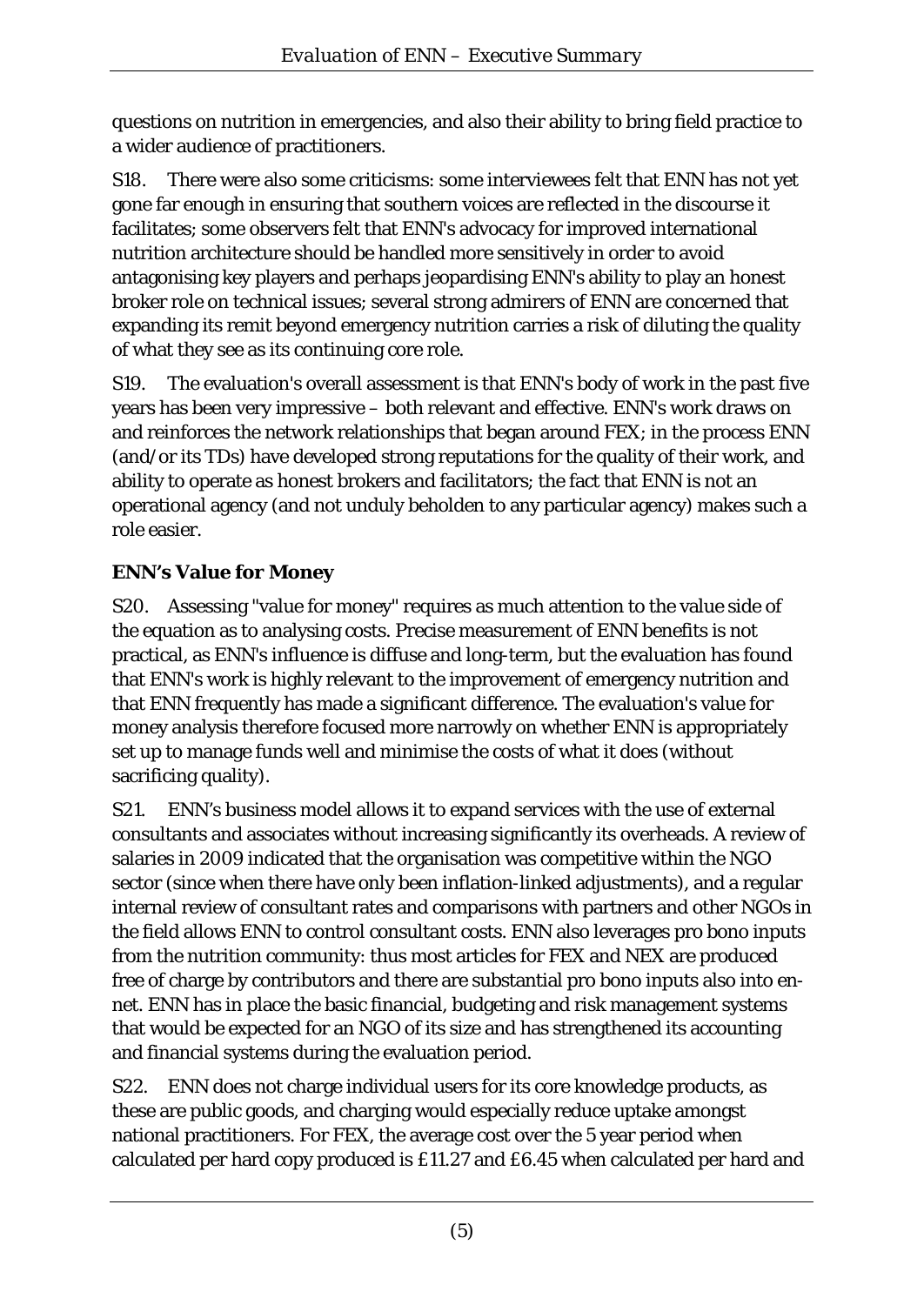questions on nutrition in emergencies, and also their ability to bring field practice to a wider audience of practitioners.

S18. There were also some criticisms: some interviewees felt that ENN has not yet gone far enough in ensuring that southern voices are reflected in the discourse it facilitates; some observers felt that ENN's advocacy for improved international nutrition architecture should be handled more sensitively in order to avoid antagonising key players and perhaps jeopardising ENN's ability to play an honest broker role on technical issues; several strong admirers of ENN are concerned that expanding its remit beyond emergency nutrition carries a risk of diluting the quality of what they see as its continuing core role.

S19. The evaluation's overall assessment is that ENN's body of work in the past five years has been very impressive – both relevant and effective. ENN's work draws on and reinforces the network relationships that began around FEX; in the process ENN (and/or its TDs) have developed strong reputations for the quality of their work, and ability to operate as honest brokers and facilitators; the fact that ENN is not an operational agency (and not unduly beholden to any particular agency) makes such a role easier.

### ENN's Value for Money

S20. Assessing "value for money" requires as much attention to the value side of the equation as to analysing costs. Precise measurement of ENN benefits is not practical, as ENN's influence is diffuse and long-term, but the evaluation has found that ENN's work is highly relevant to the improvement of emergency nutrition and that ENN frequently has made a significant difference. The evaluation's value for money analysis therefore focused more narrowly on whether ENN is appropriately set up to manage funds well and minimise the costs of what it does (without sacrificing quality).

S21. ENN's business model allows it to expand services with the use of external consultants and associates without increasing significantly its overheads. A review of salaries in 2009 indicated that the organisation was competitive within the NGO sector (since when there have only been inflation-linked adjustments), and a regular internal review of consultant rates and comparisons with partners and other NGOs in the field allows ENN to control consultant costs. ENN also leverages pro bono inputs from the nutrition community: thus most articles for FEX and NEX are produced free of charge by contributors and there are substantial pro bono inputs also into en-net. ENN has in place the basic financial, budgeting and risk management systems that would be expected for an NGO of its size and has strengthened its accounting and financial systems during the evaluation period.

S22. ENN does not charge individual users for its core knowledge products, as these are public goods, and charging would especially reduce uptake amongst national practitioners. For FEX, the average cost over the 5 year period when calculated per hard copy produced is £11.27 and £6.45 when calculated per hard and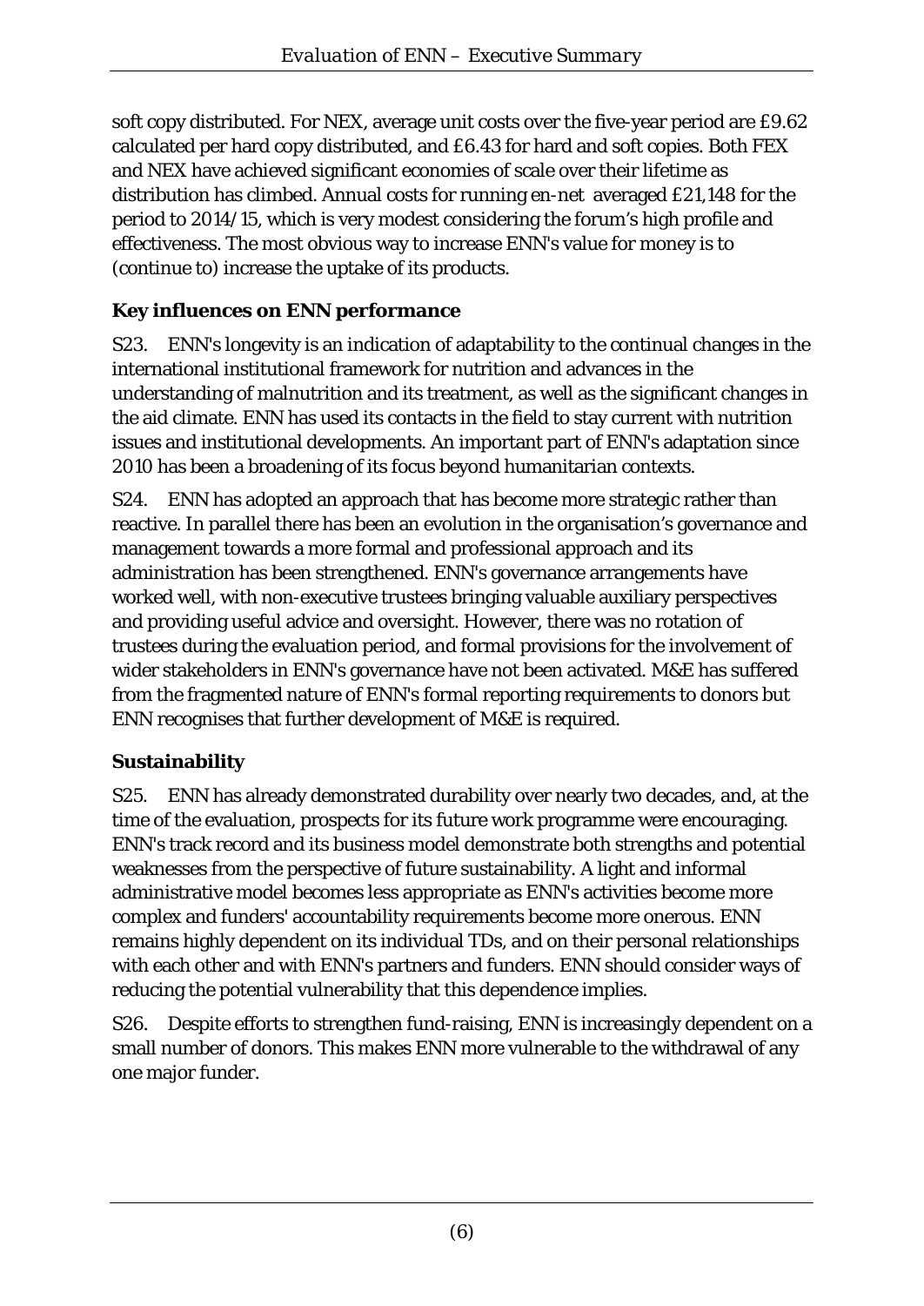soft copy distributed. For NEX, average unit costs over the five-year period are £9.62 calculated per hard copy distributed, and £6.43 for hard and soft copies. Both FEX and NEX have achieved significant economies of scale over their lifetime as distribution has climbed. Annual costs for running en-net averaged £21,148 for the period to 2014/15, which is very modest considering the forum's high profile and effectiveness. The most obvious way to increase ENN's value for money is to (continue to) increase the uptake of its products.

### Key influences on ENN performance

S23. ENN's longevity is an indication of adaptability to the continual changes in the international institutional framework for nutrition and advances in the understanding of malnutrition and its treatment, as well as the significant changes in the aid climate. ENN has used its contacts in the field to stay current with nutrition issues and institutional developments. An important part of ENN's adaptation since 2010 has been a broadening of its focus beyond humanitarian contexts.

S24. ENN has adopted an approach that has become more strategic rather than reactive. In parallel there has been an evolution in the organisation's governance and management towards a more formal and professional approach and its administration has been strengthened. ENN's governance arrangements have worked well, with non-executive trustees bringing valuable auxiliary perspectives and providing useful advice and oversight. However, there was no rotation of trustees during the evaluation period, and formal provisions for the involvement of wider stakeholders in ENN's governance have not been activated. M&E has suffered from the fragmented nature of ENN's formal reporting requirements to donors but ENN recognises that further development of M&E is required.

### Sustainability

S25. ENN has already demonstrated durability over nearly two decades, and, at the time of the evaluation, prospects for its future work programme were encouraging. ENN's track record and its business model demonstrate both strengths and potential weaknesses from the perspective of future sustainability. A light and informal administrative model becomes less appropriate as ENN's activities become more complex and funders' accountability requirements become more onerous. ENN remains highly dependent on its individual TDs, and on their personal relationships with each other and with ENN's partners and funders. ENN should consider ways of reducing the potential vulnerability that this dependence implies.

S26. Despite efforts to strengthen fund-raising, ENN is increasingly dependent on a small number of donors. This makes ENN more vulnerable to the withdrawal of any one major funder.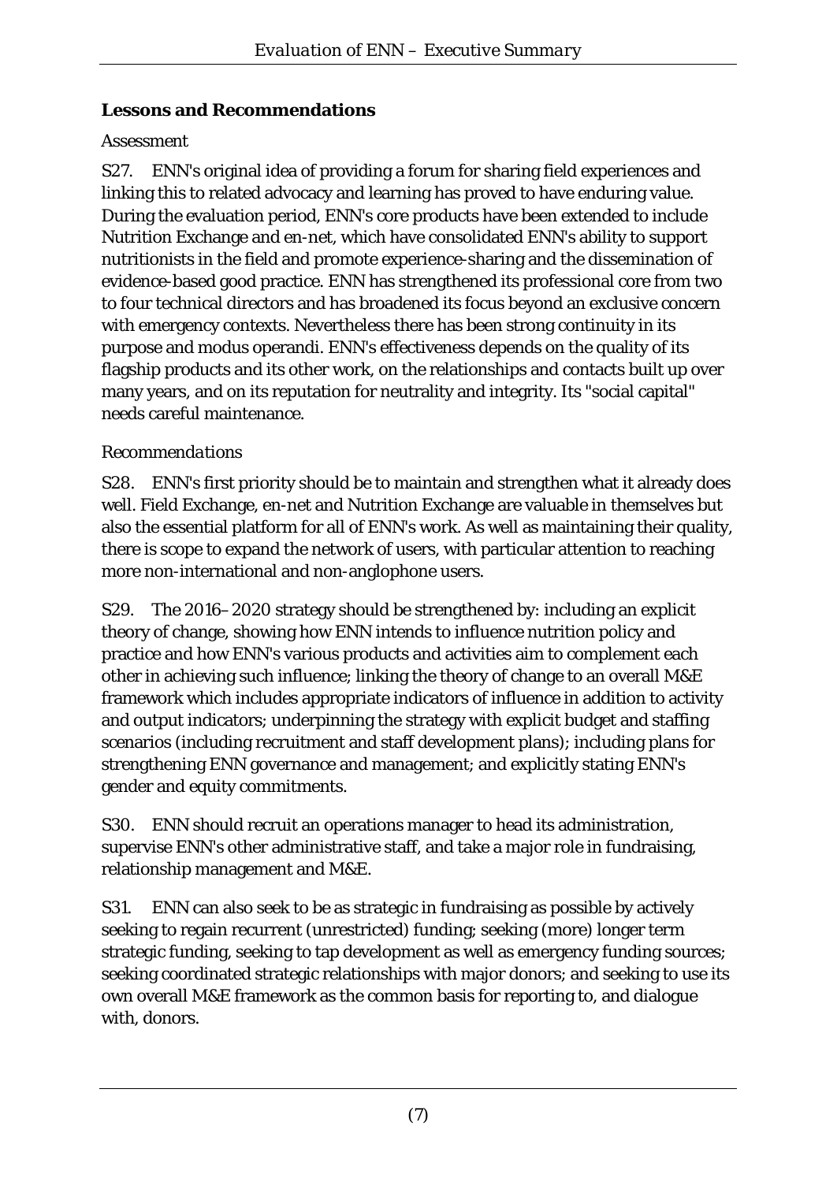**Lessons and Recommendations**

Assessment

S27. ENN's original idea of providing a forum for sharing field experiences and linking this to related advocacy and learning has proved to have enduring value. During the evaluation period, ENN's core products have been extended to include Nutrition Exchange and en-net, which have consolidated ENN's ability to support nutritionists in the field and promote experience-sharing and the dissemination of evidence-based good practice. ENN has strengthened its professional core from two to four technical directors and has broadened its focus beyond an exclusive concern with emergency contexts. Nevertheless there has been strong continuity in its purpose and modus operandi. ENN's effectiveness depends on the quality of its flagship products and its other work, on the relationships and contacts built up over many years, and on its reputation for neutrality and integrity. Its "social capital" needs careful maintenance.

*Recommendations*

S28. ENN's first priority should be to maintain and strengthen what it already does well. Field Exchange, en-net and Nutrition Exchange are valuable in themselves but also the essential platform for all of ENN's work. As well as maintaining their quality, there is scope to expand the network of users, with particular attention to reaching more non-international and non-anglophone users.

S29. The 2016–2020 strategy should be strengthened by: including an explicit theory of change, showing how ENN intends to influence nutrition policy and practice and how ENN's various products and activities aim to complement each other in achieving such influence; linking the theory of change to an overall M&E framework which includes appropriate indicators of influence in addition to activity and output indicators; underpinning the strategy with explicit budget and staffing scenarios (including recruitment and staff development plans); including plans for strengthening ENN governance and management; and explicitly stating ENN's gender and equity commitments.

S30. ENN should recruit an operations manager to head its administration, supervise ENN's other administrative staff, and take a major role in fundraising, relationship management and M&E.

S31. ENN can also seek to be as strategic in fundraising as possible by actively seeking to regain recurrent (unrestricted) funding; seeking (more) longer term strategic funding, seeking to tap development as well as emergency funding sources; seeking coordinated strategic relationships with major donors; and seeking to use its own overall M&E framework as the common basis for reporting to, and dialogue with, donors.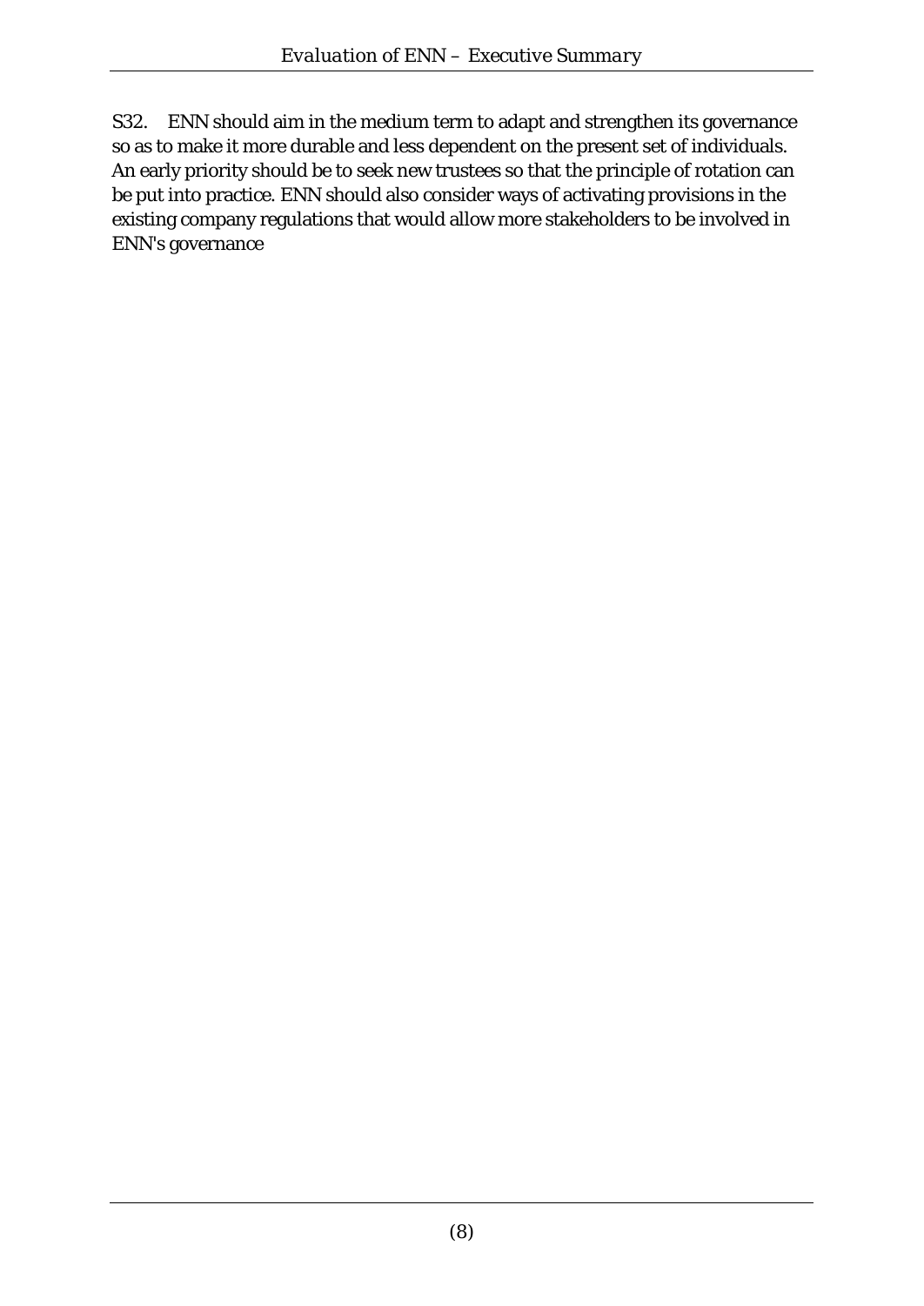S32. ENN should aim in the medium term to adapt and strengthen its governance so as to make it more durable and less dependent on the present set of individuals. An early priority should be to seek new trustees so that the principle of rotation can be put into practice. ENN should also consider ways of activating provisions in the existing company regulations that would allow more stakeholders to be involved in ENN's governance